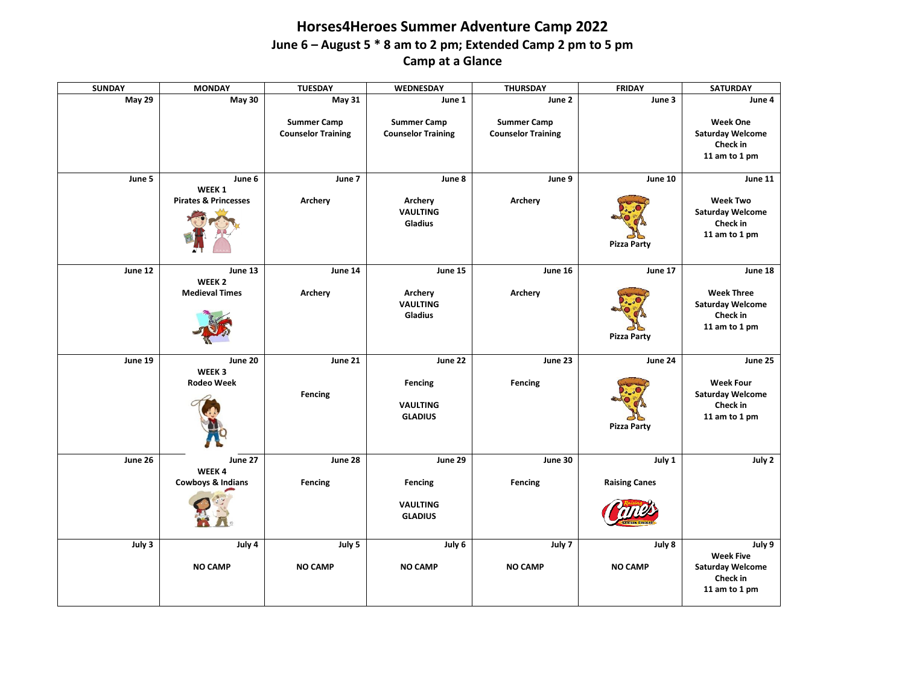# Horses4Heroes Summer Adventure Camp 2022

## June 6 – August 5 * 8 am to 2 pm; Extended Camp 2 pm to 5 pm

## Camp at a Glance

| SUNDAY | MONDAY | TUESDAY | WEDNESDAY | THURSDAY | FRIDAY | SATURDAY |
|---|---|---|---|---|---|---|
| May 29 | May 30 | May 31<br><br>Summer Camp Counselor Training | June 1<br><br>Summer Camp Counselor Training | June 2<br><br>Summer Camp Counselor Training | June 3 | June 4<br><br>Week One Saturday Welcome Check in 11 am to 1 pm |
| June 5 | June 6<br>WEEK 1<br>Pirates & Princesses | June 7<br><br>Archery | June 8<br><br>Archery<br>VAULTING<br>Gladius | June 9<br><br>Archery | June 10<br><br>Pizza Party | June 11<br><br>Week Two Saturday Welcome Check in 11 am to 1 pm |
| June 12 | June 13<br>WEEK 2<br>Medieval Times | June 14<br><br>Archery | June 15<br><br>Archery<br>VAULTING<br>Gladius | June 16<br><br>Archery | June 17<br><br>Pizza Party | June 18<br><br>Week Three Saturday Welcome Check in 11 am to 1 pm |
| June 19 | June 20<br>WEEK 3<br>Rodeo Week | June 21<br><br>Fencing | June 22<br><br>Fencing<br><br>VAULTING<br>GLADIUS | June 23<br><br>Fencing | June 24<br><br>Pizza Party | June 25<br><br>Week Four Saturday Welcome Check in 11 am to 1 pm |
| June 26 | June 27<br>WEEK 4<br>Cowboys & Indians | June 28<br><br>Fencing | June 29<br><br>Fencing<br><br>VAULTING<br>GLADIUS | June 30<br><br>Fencing | July 1<br><br>Raising Canes | July 2 |
| July 3 | July 4<br><br>NO CAMP | July 5<br><br>NO CAMP | July 6<br><br>NO CAMP | July 7<br><br>NO CAMP | July 8<br><br>NO CAMP | July 9<br>Week Five Saturday Welcome Check in 11 am to 1 pm |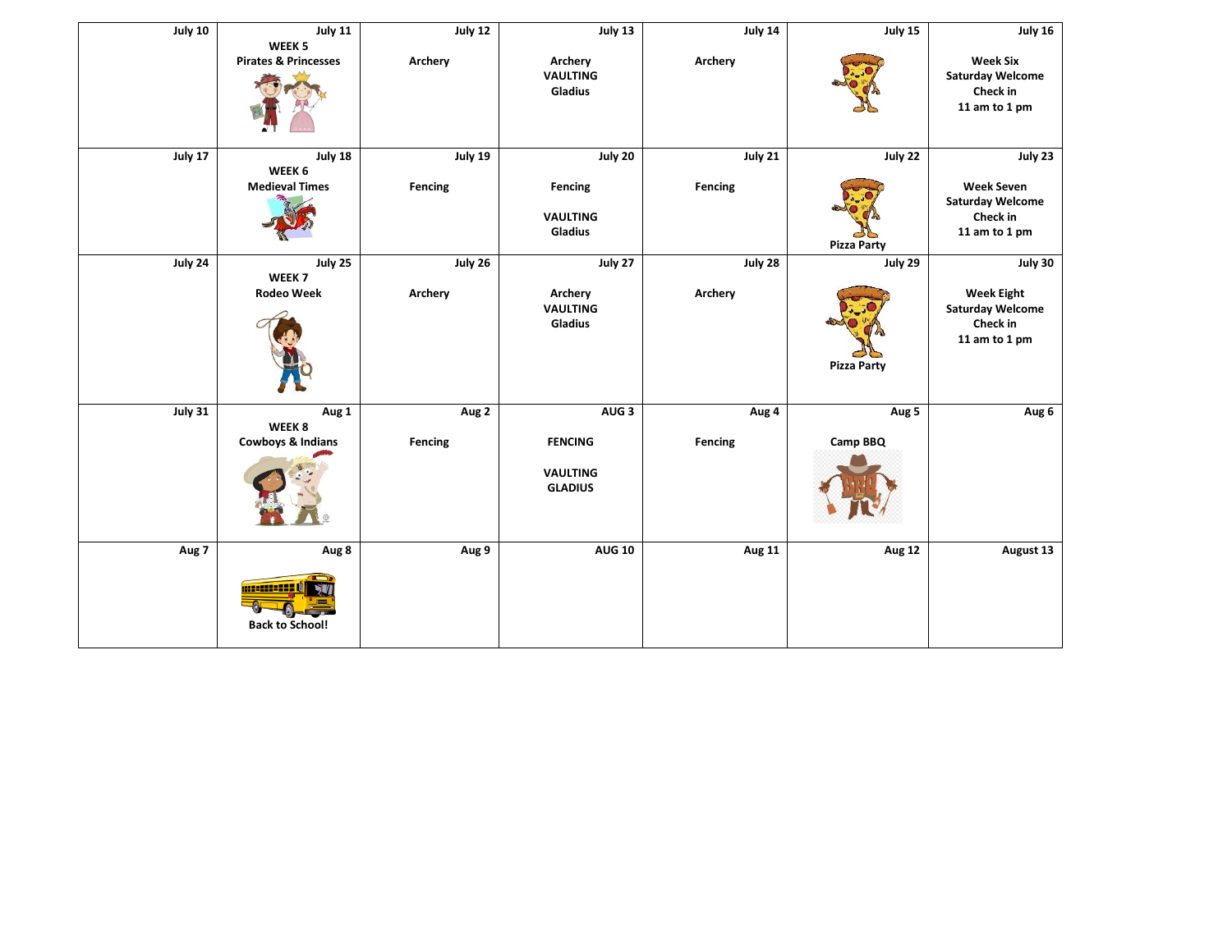| | | | | | | |
|---|---|---|---|---|---|---|
| July 10 | July 11<br>WEEK 5<br>Pirates & Princesses | July 12<br>Archery | July 13<br>Archery<br>VAULTING<br>Gladius | July 14<br>Archery | July 15 | July 16<br>Week Six<br>Saturday Welcome<br>Check in<br>11 am to 1 pm |
| July 17 | July 18<br>WEEK 6<br>Medieval Times | July 19<br>Fencing | July 20<br>Fencing<br>VAULTING<br>Gladius | July 21<br>Fencing | July 22<br>Pizza Party | July 23<br>Week Seven<br>Saturday Welcome<br>Check in<br>11 am to 1 pm |
| July 24 | July 25<br>WEEK 7<br>Rodeo Week | July 26<br>Archery | July 27<br>Archery<br>VAULTING<br>Gladius | July 28<br>Archery | July 29<br>Pizza Party | July 30<br>Week Eight<br>Saturday Welcome<br>Check in<br>11 am to 1 pm |
| July 31 | Aug 1<br>WEEK 8<br>Cowboys & Indians | Aug 2<br>Fencing | AUG 3<br>FENCING<br>VAULTING<br>GLADIUS | Aug 4<br>Fencing | Aug 5<br>Camp BBQ | Aug 6 |
| Aug 7 | Aug 8<br>Back to School! | Aug 9 | AUG 10 | Aug 11 | Aug 12 | August 13 |